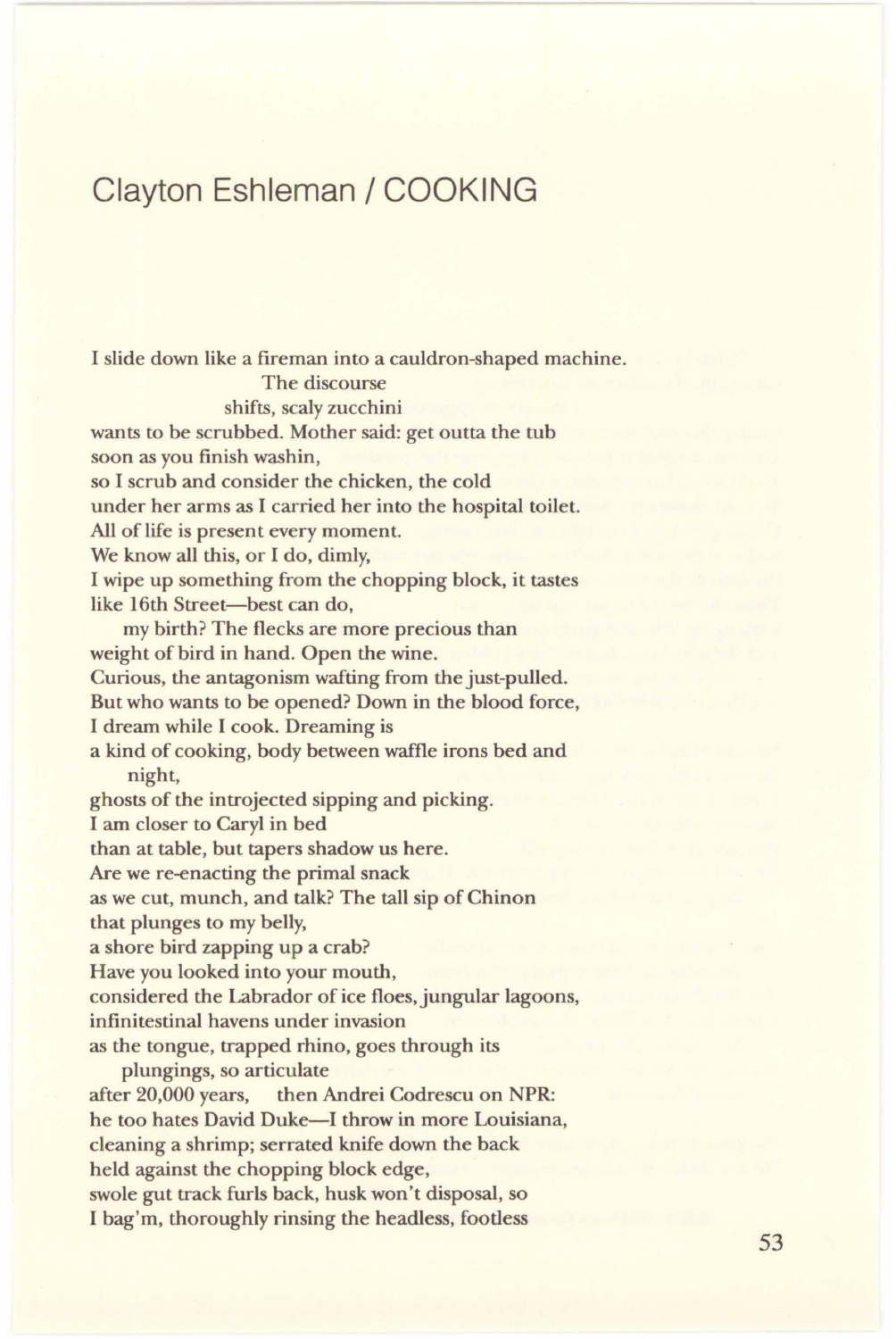# Clayton Eshleman / COOKING

I slide down like a fireman into a cauldron-shaped machine.
                    The discourse
            shifts, scaly zucchini
wants to be scrubbed. Mother said: get outta the tub
soon as you finish washin,
so I scrub and consider the chicken, the cold
under her arms as I carried her into the hospital toilet.
All of life is present every moment.
We know all this, or I do, dimly,
I wipe up something from the chopping block, it tastes
like 16th Street—best can do,
    my birth? The flecks are more precious than
weight of bird in hand. Open the wine.
Curious, the antagonism wafting from the just-pulled.
But who wants to be opened? Down in the blood force,
I dream while I cook. Dreaming is
a kind of cooking, body between waffle irons bed and
    night,
ghosts of the introjected sipping and picking.
I am closer to Caryl in bed
than at table, but tapers shadow us here.
Are we re-enacting the primal snack
as we cut, munch, and talk? The tall sip of Chinon
that plunges to my belly,
a shore bird zapping up a crab?
Have you looked into your mouth,
considered the Labrador of ice floes, jungular lagoons,
infinitestinal havens under invasion
as the tongue, trapped rhino, goes through its
    plungings, so articulate
after 20,000 years,    then Andrei Codrescu on NPR:
he too hates David Duke—I throw in more Louisiana,
cleaning a shrimp; serrated knife down the back
held against the chopping block edge,
swole gut track furls back, husk won't disposal, so
I bag'm, thoroughly rinsing the headless, footless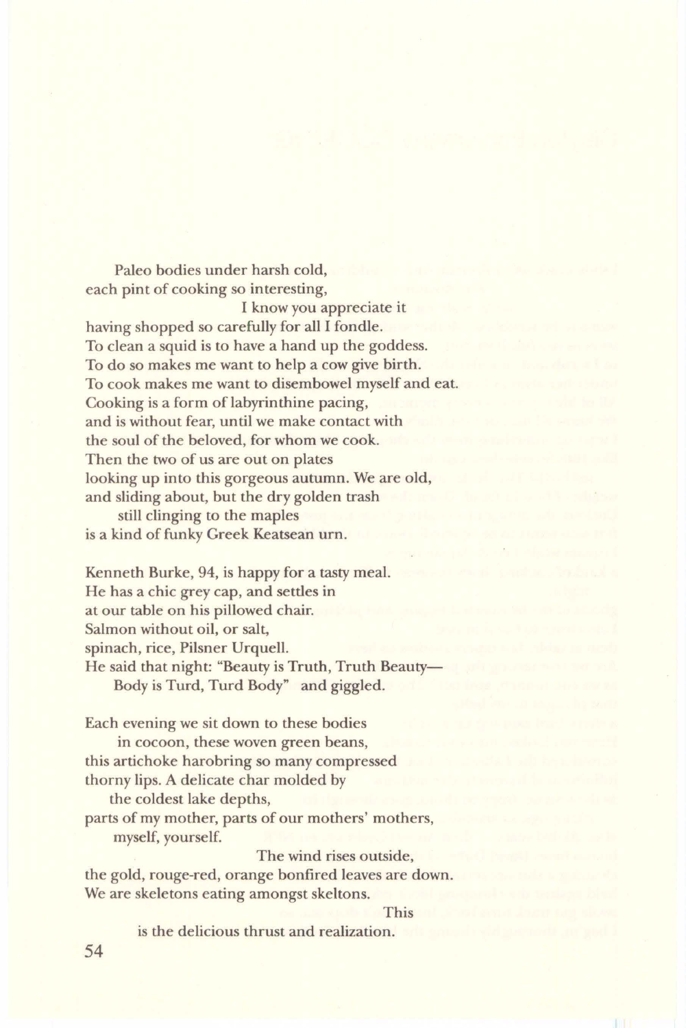Paleo bodies under harsh cold,
each pint of cooking so interesting,
I know you appreciate it
having shopped so carefully for all I fondle.
To clean a squid is to have a hand up the goddess.
To do so makes me want to help a cow give birth.
To cook makes me want to disembowel myself and eat.
Cooking is a form of labyrinthine pacing,
and is without fear, until we make contact with
the soul of the beloved, for whom we cook.
Then the two of us are out on plates
looking up into this gorgeous autumn. We are old,
and sliding about, but the dry golden trash
still clinging to the maples
is a kind of funky Greek Keatsean urn.

Kenneth Burke, 94, is happy for a tasty meal.
He has a chic grey cap, and settles in
at our table on his pillowed chair.
Salmon without oil, or salt,
spinach, rice, Pilsner Urquell.
He said that night: "Beauty is Truth, Truth Beauty—
Body is Turd, Turd Body" and giggled.

Each evening we sit down to these bodies
in cocoon, these woven green beans,
this artichoke harobring so many compressed
thorny lips. A delicate char molded by
the coldest lake depths,
parts of my mother, parts of our mothers' mothers,
myself, yourself.
The wind rises outside,
the gold, rouge-red, orange bonfired leaves are down.
We are skeletons eating amongst skeltons.
This
is the delicious thrust and realization.